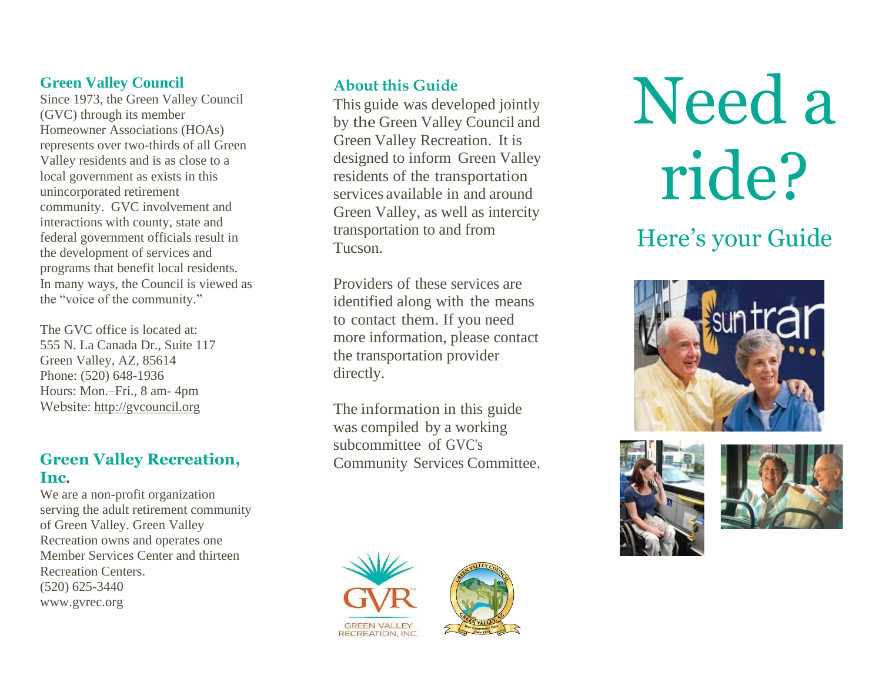## Green Valley Council

Since 1973, the Green Valley Council (GVC) through its member Homeowner Associations (HOAs) represents over two-thirds of all Green Valley residents and is as close to a local government as exists in this unincorporated retirement community. GVC involvement and interactions with county, state and federal government officials result in the development of services and programs that benefit local residents. In many ways, the Council is viewed as the “voice of the community.”

The GVC office is located at:
555 N. La Canada Dr., Suite 117
Green Valley, AZ, 85614
Phone: (520) 648-1936
Hours: Mon.–Fri., 8 am- 4pm
Website: http://gvcouncil.org

## Green Valley Recreation, Inc.

We are a non-profit organization serving the adult retirement community of Green Valley. Green Valley Recreation owns and operates one Member Services Center and thirteen Recreation Centers.
(520) 625-3440
www.gvrec.org

## About this Guide

This guide was developed jointly by the Green Valley Council and Green Valley Recreation. It is designed to inform Green Valley residents of the transportation services available in and around Green Valley, as well as intercity transportation to and from Tucson.

Providers of these services are identified along with the means to contact them. If you need more information, please contact the transportation provider directly.

The information in this guide was compiled by a working subcommittee of GVC's Community Services Committee.

# Need a ride?

## Here’s your Guide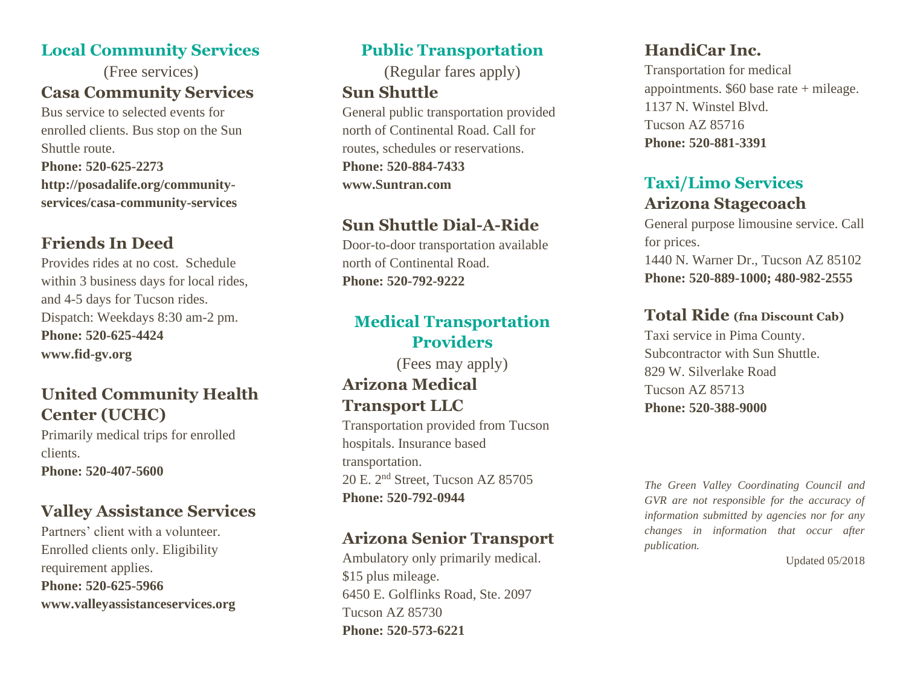## Local Community Services

(Free services)

### Casa Community Services

Bus service to selected events for enrolled clients. Bus stop on the Sun Shuttle route.

**Phone: 520-625-2273**

**http://posadalife.org/community-services/casa-community-services**

### Friends In Deed

Provides rides at no cost. Schedule within 3 business days for local rides, and 4-5 days for Tucson rides.

Dispatch: Weekdays 8:30 am-2 pm.

**Phone: 520-625-4424**

**www.fid-gv.org**

### United Community Health Center (UCHC)

Primarily medical trips for enrolled clients.

**Phone: 520-407-5600**

### Valley Assistance Services

Partners' client with a volunteer. Enrolled clients only. Eligibility requirement applies.

**Phone: 520-625-5966**

**www.valleyassistanceservices.org**

## Public Transportation

(Regular fares apply)

### Sun Shuttle

General public transportation provided north of Continental Road. Call for routes, schedules or reservations.

**Phone: 520-884-7433**

**www.Suntran.com**

### Sun Shuttle Dial-A-Ride

Door-to-door transportation available north of Continental Road.

**Phone: 520-792-9222**

## Medical Transportation Providers

(Fees may apply)

### Arizona Medical Transport LLC

Transportation provided from Tucson hospitals. Insurance based transportation.

20 E. 2nd Street, Tucson AZ 85705

**Phone: 520-792-0944**

### Arizona Senior Transport

Ambulatory only primarily medical. $15 plus mileage.

6450 E. Golflinks Road, Ste. 2097

Tucson AZ 85730

**Phone: 520-573-6221**

### HandiCar Inc.

Transportation for medical appointments. $60 base rate + mileage.

1137 N. Winstel Blvd.

Tucson AZ 85716

**Phone: 520-881-3391**

## Taxi/Limo Services

### Arizona Stagecoach

General purpose limousine service. Call for prices.

1440 N. Warner Dr., Tucson AZ 85102

**Phone: 520-889-1000; 480-982-2555**

### Total Ride (fna Discount Cab)

Taxi service in Pima County. Subcontractor with Sun Shuttle.

829 W. Silverlake Road

Tucson AZ 85713

**Phone: 520-388-9000**

*The Green Valley Coordinating Council and GVR are not responsible for the accuracy of information submitted by agencies nor for any changes in information that occur after publication.*

Updated 05/2018